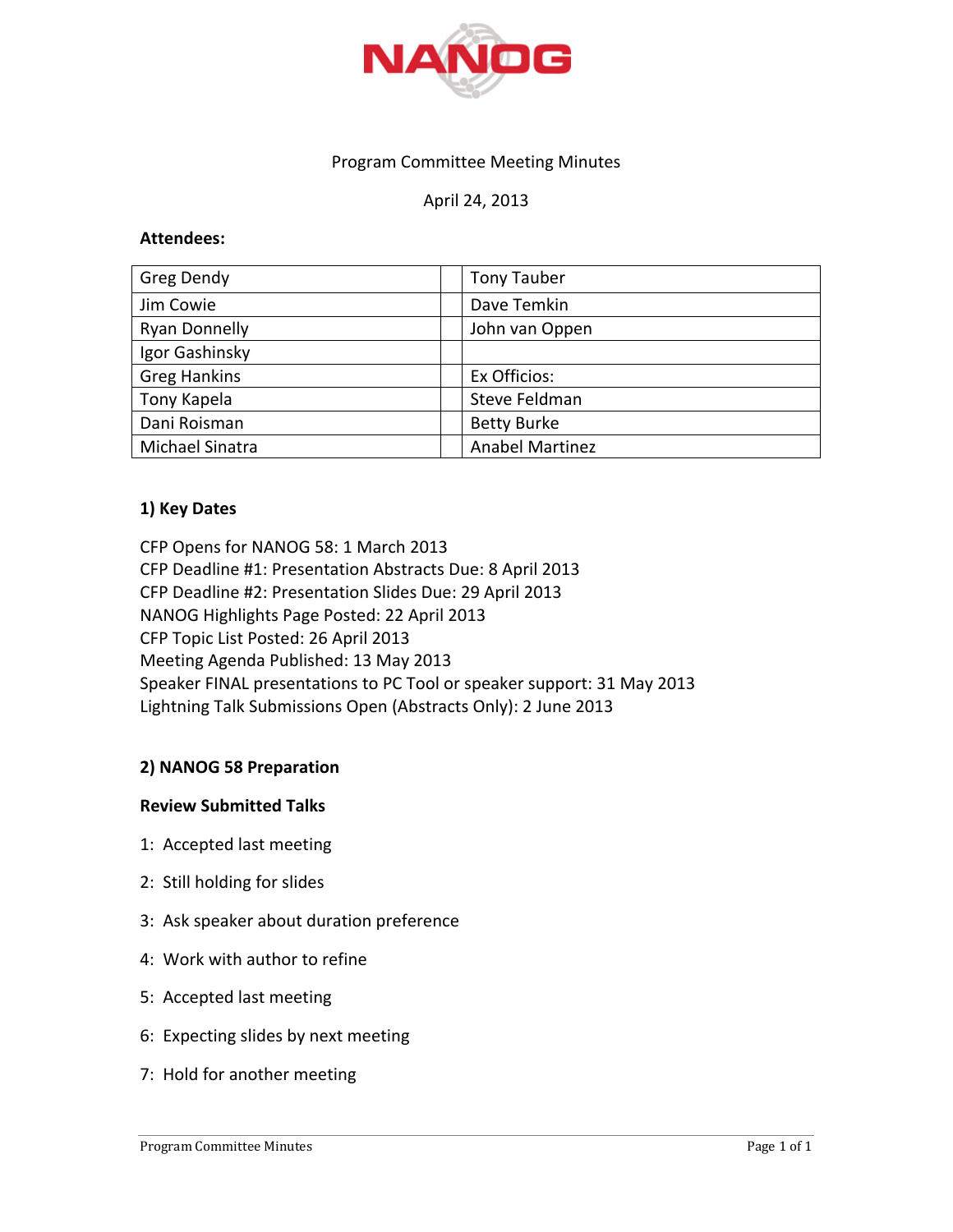NANOG

Program Committee Meeting Minutes

April 24, 2013

**Attendees:**

| Greg Dendy | | Tony Tauber |
|---|---|---|
| Jim Cowie | | Dave Temkin |
| Ryan Donnelly | | John van Oppen |
| Igor Gashinsky | | |
| Greg Hankins | | Ex Officios: |
| Tony Kapela | | Steve Feldman |
| Dani Roisman | | Betty Burke |
| Michael Sinatra | | Anabel Martinez |

**1) Key Dates**

CFP Opens for NANOG 58: 1 March 2013
CFP Deadline #1: Presentation Abstracts Due: 8 April 2013
CFP Deadline #2: Presentation Slides Due: 29 April 2013
NANOG Highlights Page Posted: 22 April 2013
CFP Topic List Posted: 26 April 2013
Meeting Agenda Published: 13 May 2013
Speaker FINAL presentations to PC Tool or speaker support: 31 May 2013
Lightning Talk Submissions Open (Abstracts Only): 2 June 2013

**2) NANOG 58 Preparation**

**Review Submitted Talks**

1: Accepted last meeting

2: Still holding for slides

3: Ask speaker about duration preference

4: Work with author to refine

5: Accepted last meeting

6: Expecting slides by next meeting

7: Hold for another meeting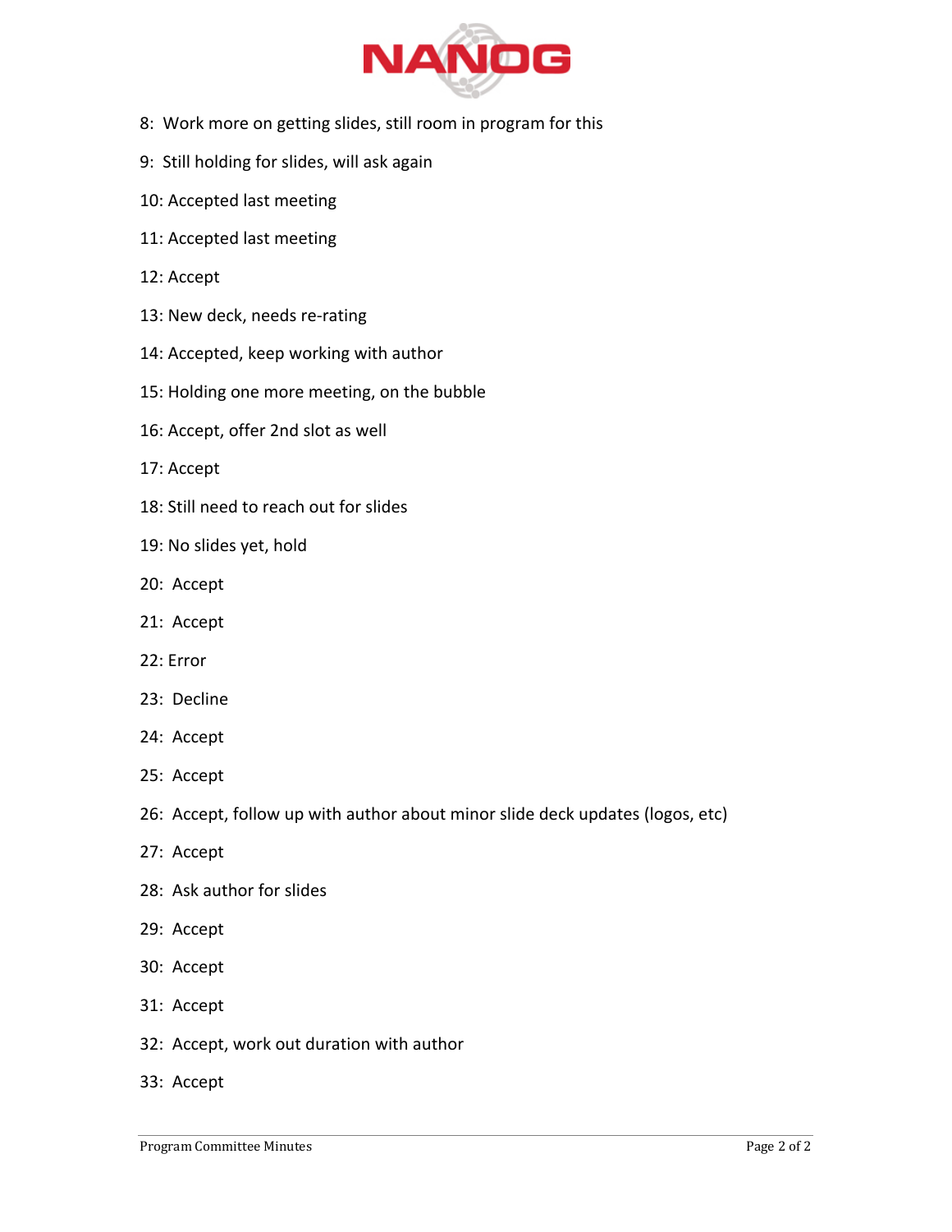8: Work more on getting slides, still room in program for this

9: Still holding for slides, will ask again

10: Accepted last meeting

11: Accepted last meeting

12: Accept

13: New deck, needs re-rating

14: Accepted, keep working with author

15: Holding one more meeting, on the bubble

16: Accept, offer 2nd slot as well

17: Accept

18: Still need to reach out for slides

19: No slides yet, hold

20: Accept

21: Accept

22: Error

23: Decline

24: Accept

25: Accept

26: Accept, follow up with author about minor slide deck updates (logos, etc)

27: Accept

28: Ask author for slides

29: Accept

30: Accept

31: Accept

32: Accept, work out duration with author

33: Accept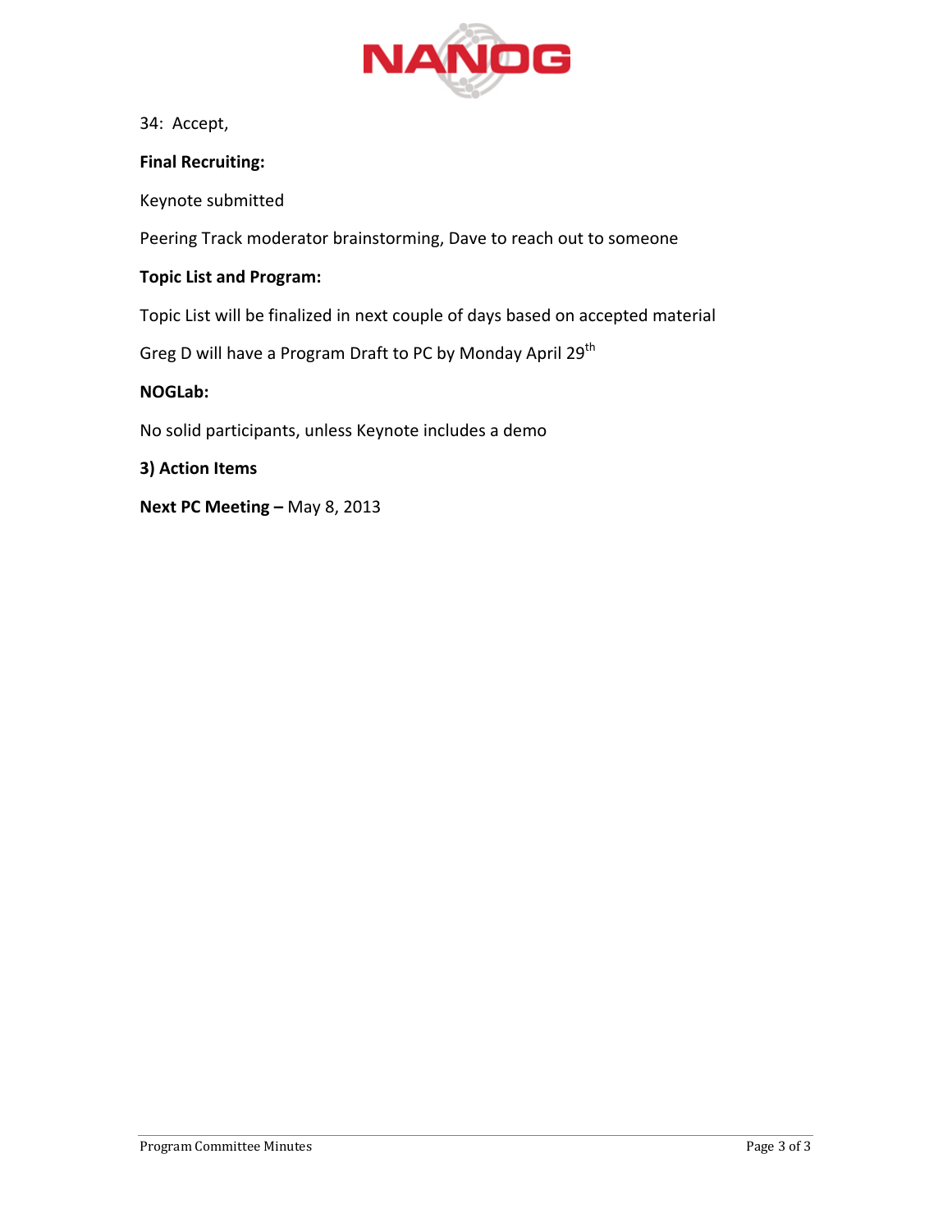34: Accept,

**Final Recruiting:**

Keynote submitted

Peering Track moderator brainstorming, Dave to reach out to someone

**Topic List and Program:**

Topic List will be finalized in next couple of days based on accepted material

Greg D will have a Program Draft to PC by Monday April 29th

**NOGLab:**

No solid participants, unless Keynote includes a demo

**3) Action Items**

**Next PC Meeting –** May 8, 2013